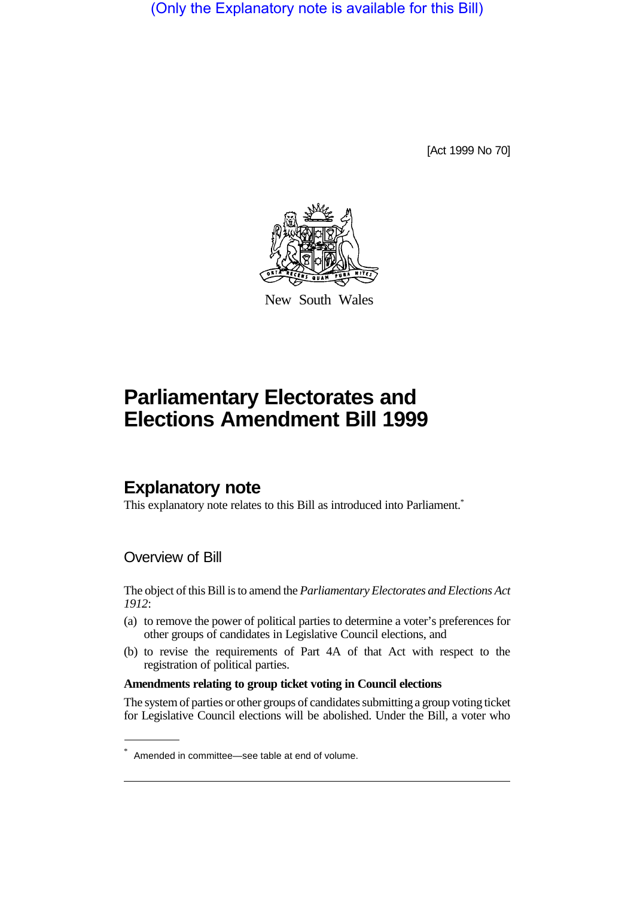(Only the Explanatory note is available for this Bill)

[Act 1999 No 70]

New South Wales

# Parliamentary Electorates and Elections Amendment Bill 1999

## Explanatory note

This explanatory note relates to this Bill as introduced into Parliament.*

### Overview of Bill

The object of this Bill is to amend the *Parliamentary Electorates and Elections Act 1912*:

(a) to remove the power of political parties to determine a voter's preferences for other groups of candidates in Legislative Council elections, and

(b) to revise the requirements of Part 4A of that Act with respect to the registration of political parties.

**Amendments relating to group ticket voting in Council elections**

The system of parties or other groups of candidates submitting a group voting ticket for Legislative Council elections will be abolished. Under the Bill, a voter who

* Amended in committee—see table at end of volume.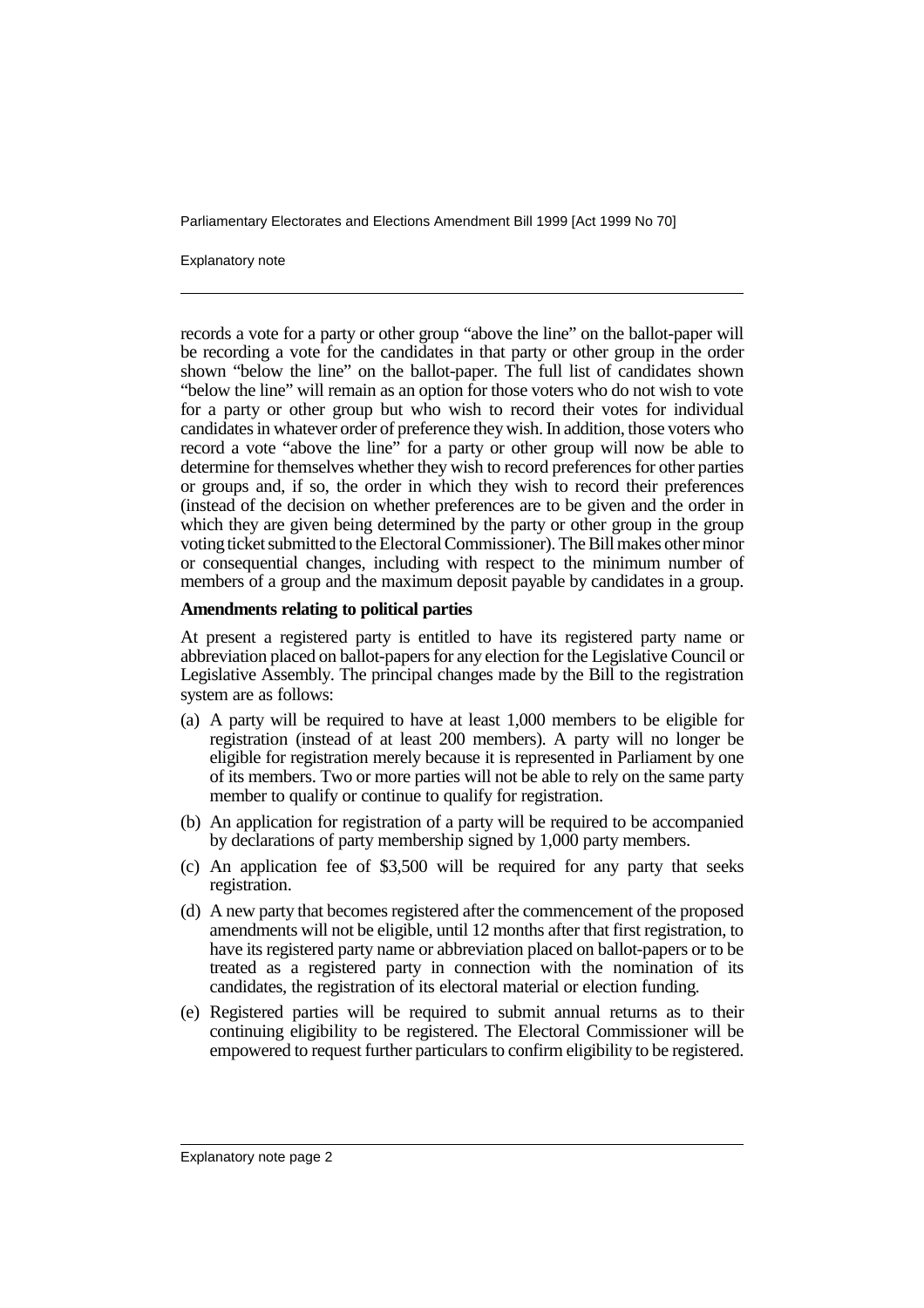records a vote for a party or other group "above the line" on the ballot-paper will be recording a vote for the candidates in that party or other group in the order shown "below the line" on the ballot-paper. The full list of candidates shown "below the line" will remain as an option for those voters who do not wish to vote for a party or other group but who wish to record their votes for individual candidates in whatever order of preference they wish. In addition, those voters who record a vote "above the line" for a party or other group will now be able to determine for themselves whether they wish to record preferences for other parties or groups and, if so, the order in which they wish to record their preferences (instead of the decision on whether preferences are to be given and the order in which they are given being determined by the party or other group in the group voting ticket submitted to the Electoral Commissioner). The Bill makes other minor or consequential changes, including with respect to the minimum number of members of a group and the maximum deposit payable by candidates in a group.

**Amendments relating to political parties**

At present a registered party is entitled to have its registered party name or abbreviation placed on ballot-papers for any election for the Legislative Council or Legislative Assembly. The principal changes made by the Bill to the registration system are as follows:

(a) A party will be required to have at least 1,000 members to be eligible for registration (instead of at least 200 members). A party will no longer be eligible for registration merely because it is represented in Parliament by one of its members. Two or more parties will not be able to rely on the same party member to qualify or continue to qualify for registration.

(b) An application for registration of a party will be required to be accompanied by declarations of party membership signed by 1,000 party members.

(c) An application fee of $3,500 will be required for any party that seeks registration.

(d) A new party that becomes registered after the commencement of the proposed amendments will not be eligible, until 12 months after that first registration, to have its registered party name or abbreviation placed on ballot-papers or to be treated as a registered party in connection with the nomination of its candidates, the registration of its electoral material or election funding.

(e) Registered parties will be required to submit annual returns as to their continuing eligibility to be registered. The Electoral Commissioner will be empowered to request further particulars to confirm eligibility to be registered.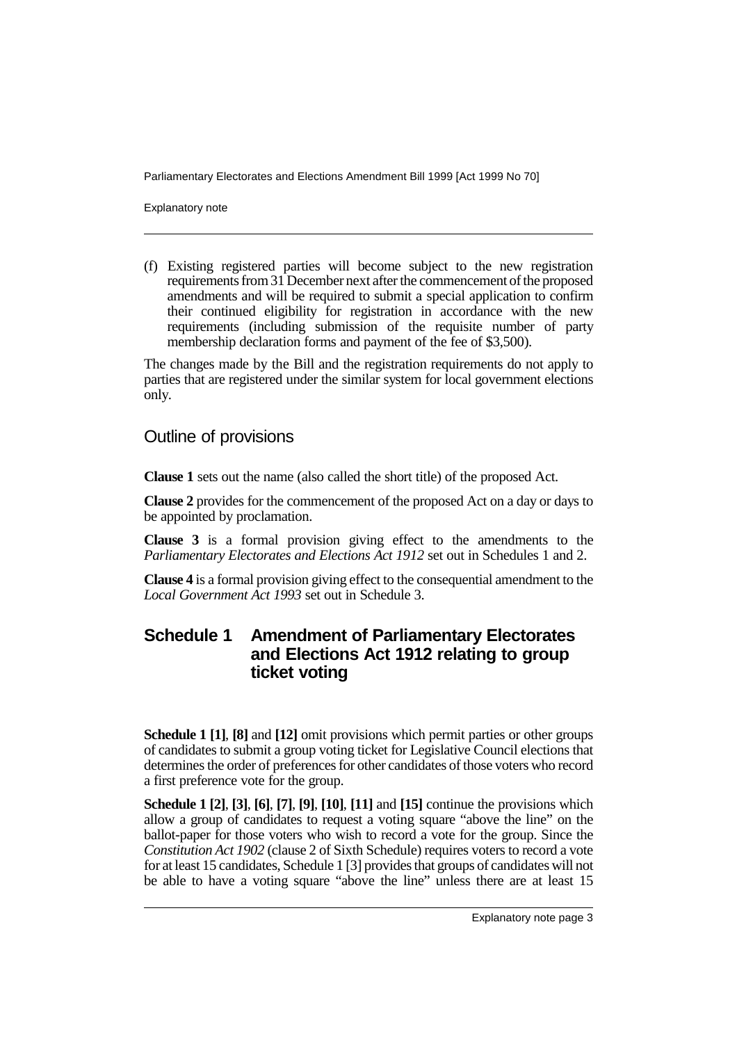(f) Existing registered parties will become subject to the new registration requirements from 31 December next after the commencement of the proposed amendments and will be required to submit a special application to confirm their continued eligibility for registration in accordance with the new requirements (including submission of the requisite number of party membership declaration forms and payment of the fee of $3,500).

The changes made by the Bill and the registration requirements do not apply to parties that are registered under the similar system for local government elections only.

## Outline of provisions

**Clause 1** sets out the name (also called the short title) of the proposed Act.

**Clause 2** provides for the commencement of the proposed Act on a day or days to be appointed by proclamation.

**Clause 3** is a formal provision giving effect to the amendments to the *Parliamentary Electorates and Elections Act 1912* set out in Schedules 1 and 2.

**Clause 4** is a formal provision giving effect to the consequential amendment to the *Local Government Act 1993* set out in Schedule 3.

## Schedule 1 Amendment of Parliamentary Electorates and Elections Act 1912 relating to group ticket voting

**Schedule 1 [1]**, **[8]** and **[12]** omit provisions which permit parties or other groups of candidates to submit a group voting ticket for Legislative Council elections that determines the order of preferences for other candidates of those voters who record a first preference vote for the group.

**Schedule 1 [2]**, **[3]**, **[6]**, **[7]**, **[9]**, **[10]**, **[11]** and **[15]** continue the provisions which allow a group of candidates to request a voting square "above the line" on the ballot-paper for those voters who wish to record a vote for the group. Since the *Constitution Act 1902* (clause 2 of Sixth Schedule) requires voters to record a vote for at least 15 candidates, Schedule 1 [3] provides that groups of candidates will not be able to have a voting square "above the line" unless there are at least 15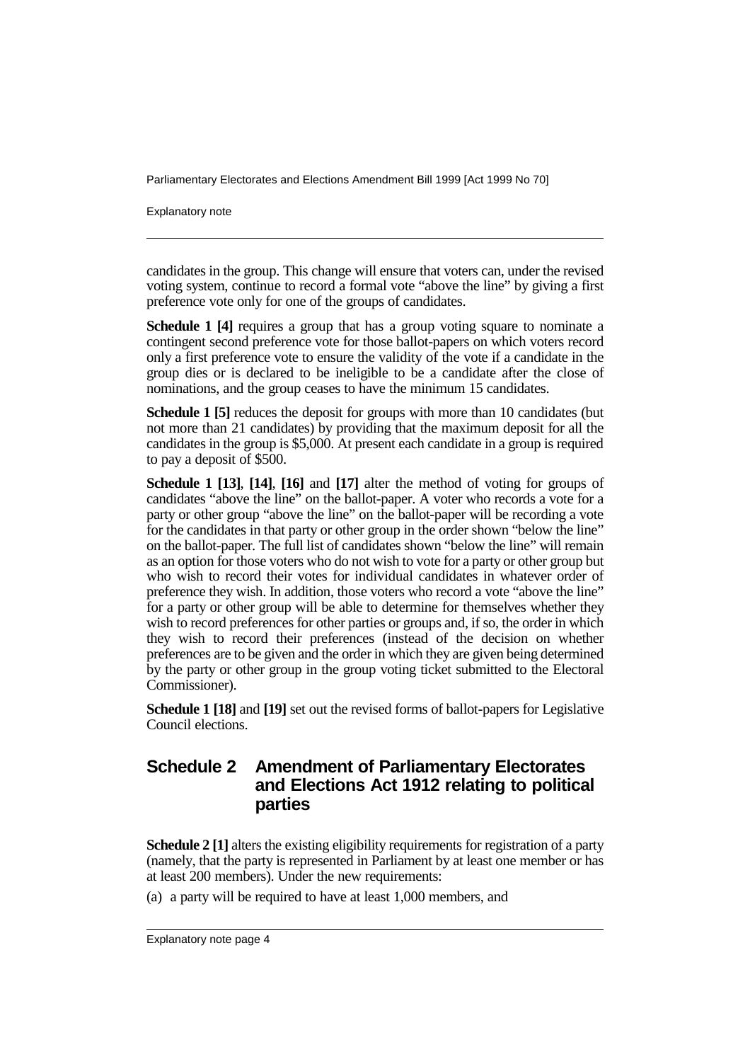candidates in the group. This change will ensure that voters can, under the revised voting system, continue to record a formal vote "above the line" by giving a first preference vote only for one of the groups of candidates.

**Schedule 1 [4]** requires a group that has a group voting square to nominate a contingent second preference vote for those ballot-papers on which voters record only a first preference vote to ensure the validity of the vote if a candidate in the group dies or is declared to be ineligible to be a candidate after the close of nominations, and the group ceases to have the minimum 15 candidates.

**Schedule 1 [5]** reduces the deposit for groups with more than 10 candidates (but not more than 21 candidates) by providing that the maximum deposit for all the candidates in the group is $5,000. At present each candidate in a group is required to pay a deposit of $500.

**Schedule 1 [13]**, **[14]**, **[16]** and **[17]** alter the method of voting for groups of candidates "above the line" on the ballot-paper. A voter who records a vote for a party or other group "above the line" on the ballot-paper will be recording a vote for the candidates in that party or other group in the order shown "below the line" on the ballot-paper. The full list of candidates shown "below the line" will remain as an option for those voters who do not wish to vote for a party or other group but who wish to record their votes for individual candidates in whatever order of preference they wish. In addition, those voters who record a vote "above the line" for a party or other group will be able to determine for themselves whether they wish to record preferences for other parties or groups and, if so, the order in which they wish to record their preferences (instead of the decision on whether preferences are to be given and the order in which they are given being determined by the party or other group in the group voting ticket submitted to the Electoral Commissioner).

**Schedule 1 [18]** and **[19]** set out the revised forms of ballot-papers for Legislative Council elections.

## Schedule 2 Amendment of Parliamentary Electorates and Elections Act 1912 relating to political parties

**Schedule 2 [1]** alters the existing eligibility requirements for registration of a party (namely, that the party is represented in Parliament by at least one member or has at least 200 members). Under the new requirements:

(a) a party will be required to have at least 1,000 members, and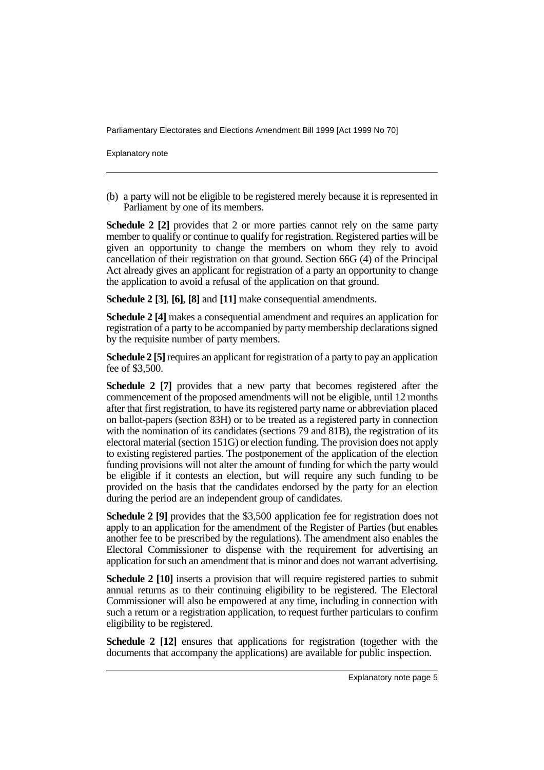(b) a party will not be eligible to be registered merely because it is represented in Parliament by one of its members.

**Schedule 2 [2]** provides that 2 or more parties cannot rely on the same party member to qualify or continue to qualify for registration. Registered parties will be given an opportunity to change the members on whom they rely to avoid cancellation of their registration on that ground. Section 66G (4) of the Principal Act already gives an applicant for registration of a party an opportunity to change the application to avoid a refusal of the application on that ground.

**Schedule 2 [3]**, **[6]**, **[8]** and **[11]** make consequential amendments.

**Schedule 2 [4]** makes a consequential amendment and requires an application for registration of a party to be accompanied by party membership declarations signed by the requisite number of party members.

**Schedule 2 [5]** requires an applicant for registration of a party to pay an application fee of $3,500.

**Schedule 2 [7]** provides that a new party that becomes registered after the commencement of the proposed amendments will not be eligible, until 12 months after that first registration, to have its registered party name or abbreviation placed on ballot-papers (section 83H) or to be treated as a registered party in connection with the nomination of its candidates (sections 79 and 81B), the registration of its electoral material (section 151G) or election funding. The provision does not apply to existing registered parties. The postponement of the application of the election funding provisions will not alter the amount of funding for which the party would be eligible if it contests an election, but will require any such funding to be provided on the basis that the candidates endorsed by the party for an election during the period are an independent group of candidates.

**Schedule 2 [9]** provides that the $3,500 application fee for registration does not apply to an application for the amendment of the Register of Parties (but enables another fee to be prescribed by the regulations). The amendment also enables the Electoral Commissioner to dispense with the requirement for advertising an application for such an amendment that is minor and does not warrant advertising.

**Schedule 2 [10]** inserts a provision that will require registered parties to submit annual returns as to their continuing eligibility to be registered. The Electoral Commissioner will also be empowered at any time, including in connection with such a return or a registration application, to request further particulars to confirm eligibility to be registered.

**Schedule 2 [12]** ensures that applications for registration (together with the documents that accompany the applications) are available for public inspection.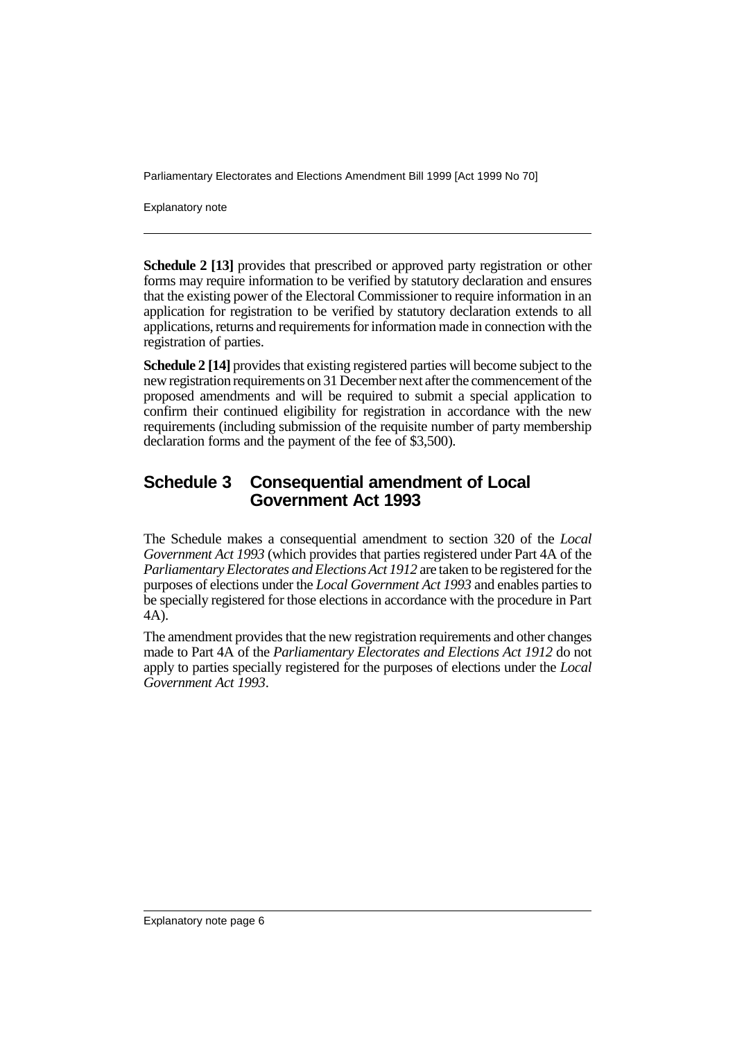**Schedule 2 [13]** provides that prescribed or approved party registration or other forms may require information to be verified by statutory declaration and ensures that the existing power of the Electoral Commissioner to require information in an application for registration to be verified by statutory declaration extends to all applications, returns and requirements for information made in connection with the registration of parties.

**Schedule 2 [14]** provides that existing registered parties will become subject to the new registration requirements on 31 December next after the commencement of the proposed amendments and will be required to submit a special application to confirm their continued eligibility for registration in accordance with the new requirements (including submission of the requisite number of party membership declaration forms and the payment of the fee of $3,500).

## Schedule 3 Consequential amendment of Local Government Act 1993

The Schedule makes a consequential amendment to section 320 of the *Local Government Act 1993* (which provides that parties registered under Part 4A of the *Parliamentary Electorates and Elections Act 1912* are taken to be registered for the purposes of elections under the *Local Government Act 1993* and enables parties to be specially registered for those elections in accordance with the procedure in Part 4A).

The amendment provides that the new registration requirements and other changes made to Part 4A of the *Parliamentary Electorates and Elections Act 1912* do not apply to parties specially registered for the purposes of elections under the *Local Government Act 1993*.